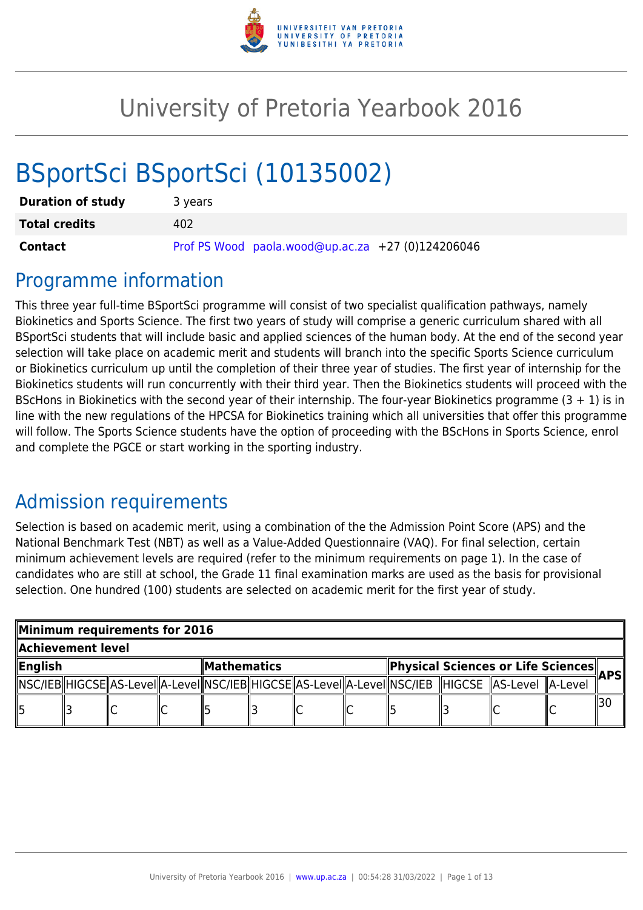# University of Pretoria Yearbook 2016

# BSportSci BSportSci (10135002)

| | |
|---|---|
| **Duration of study** | 3 years |
| **Total credits** | 402 |
| **Contact** | Prof PS Wood paola.wood@up.ac.za +27 (0)124206046 |

## Programme information

This three year full-time BSportSci programme will consist of two specialist qualification pathways, namely Biokinetics and Sports Science. The first two years of study will comprise a generic curriculum shared with all BSportSci students that will include basic and applied sciences of the human body. At the end of the second year selection will take place on academic merit and students will branch into the specific Sports Science curriculum or Biokinetics curriculum up until the completion of their three year of studies. The first year of internship for the Biokinetics students will run concurrently with their third year. Then the Biokinetics students will proceed with the BScHons in Biokinetics with the second year of their internship. The four-year Biokinetics programme (3 + 1) is in line with the new regulations of the HPCSA for Biokinetics training which all universities that offer this programme will follow. The Sports Science students have the option of proceeding with the BScHons in Sports Science, enrol and complete the PGCE or start working in the sporting industry.

## Admission requirements

Selection is based on academic merit, using a combination of the the Admission Point Score (APS) and the National Benchmark Test (NBT) as well as a Value-Added Questionnaire (VAQ). For final selection, certain minimum achievement levels are required (refer to the minimum requirements on page 1). In the case of candidates who are still at school, the Grade 11 final examination marks are used as the basis for provisional selection. One hundred (100) students are selected on academic merit for the first year of study.

| **Minimum requirements for 2016** | | | | | | | | | | | | |
|---|---|---|---|---|---|---|---|---|---|---|---|---|
| **Achievement level** | | | | | | | | | | | | |
| **English** | | | | **Mathematics** | | | | **Physical Sciences or Life Sciences** | | | | **APS** |
| NSC/IEB | HIGCSE | AS-Level | A-Level | NSC/IEB | HIGCSE | AS-Level | A-Level | NSC/IEB | HIGCSE | AS-Level | A-Level | |
| 5 | 3 | C | C | 5 | 3 | C | C | 5 | 3 | C | C | 30 |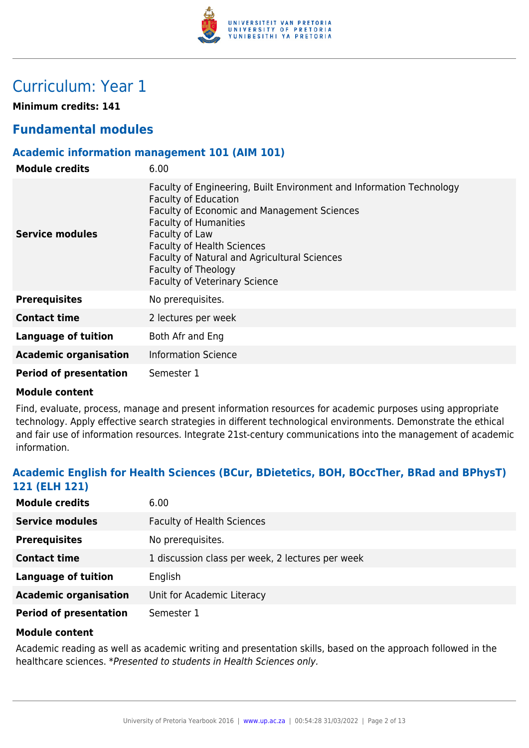# Curriculum: Year 1

**Minimum credits: 141**

## Fundamental modules

### Academic information management 101 (AIM 101)

| | |
|---|---|
| **Module credits** | 6.00 |
| **Service modules** | Faculty of Engineering, Built Environment and Information Technology<br>Faculty of Education<br>Faculty of Economic and Management Sciences<br>Faculty of Humanities<br>Faculty of Law<br>Faculty of Health Sciences<br>Faculty of Natural and Agricultural Sciences<br>Faculty of Theology<br>Faculty of Veterinary Science |
| **Prerequisites** | No prerequisites. |
| **Contact time** | 2 lectures per week |
| **Language of tuition** | Both Afr and Eng |
| **Academic organisation** | Information Science |
| **Period of presentation** | Semester 1 |

**Module content**

Find, evaluate, process, manage and present information resources for academic purposes using appropriate technology. Apply effective search strategies in different technological environments. Demonstrate the ethical and fair use of information resources. Integrate 21st-century communications into the management of academic information.

### Academic English for Health Sciences (BCur, BDietetics, BOH, BOccTher, BRad and BPhysT) 121 (ELH 121)

| | |
|---|---|
| **Module credits** | 6.00 |
| **Service modules** | Faculty of Health Sciences |
| **Prerequisites** | No prerequisites. |
| **Contact time** | 1 discussion class per week, 2 lectures per week |
| **Language of tuition** | English |
| **Academic organisation** | Unit for Academic Literacy |
| **Period of presentation** | Semester 1 |

**Module content**

Academic reading as well as academic writing and presentation skills, based on the approach followed in the healthcare sciences. *\*Presented to students in Health Sciences only.*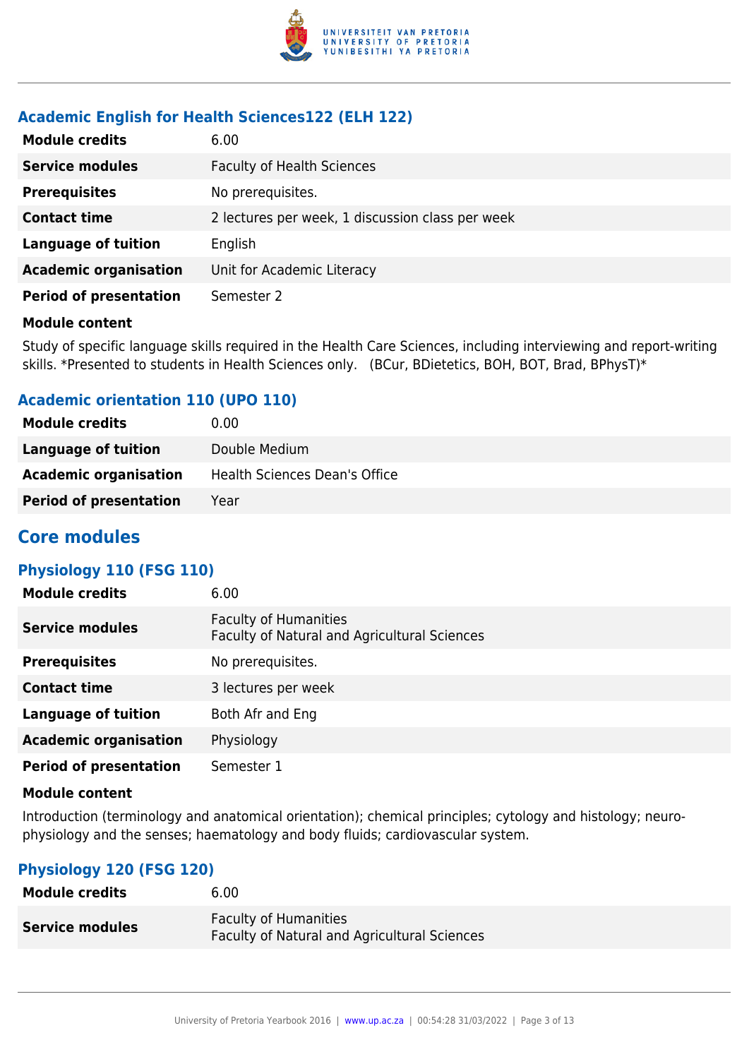### Academic English for Health Sciences122 (ELH 122)

| | |
|---|---|
| **Module credits** | 6.00 |
| **Service modules** | Faculty of Health Sciences |
| **Prerequisites** | No prerequisites. |
| **Contact time** | 2 lectures per week, 1 discussion class per week |
| **Language of tuition** | English |
| **Academic organisation** | Unit for Academic Literacy |
| **Period of presentation** | Semester 2 |

**Module content**

Study of specific language skills required in the Health Care Sciences, including interviewing and report-writing skills. *Presented to students in Health Sciences only.   (BCur, BDietetics, BOH, BOT, Brad, BPhysT)*

### Academic orientation 110 (UPO 110)

| | |
|---|---|
| **Module credits** | 0.00 |
| **Language of tuition** | Double Medium |
| **Academic organisation** | Health Sciences Dean's Office |
| **Period of presentation** | Year |

## Core modules

### Physiology 110 (FSG 110)

| | |
|---|---|
| **Module credits** | 6.00 |
| **Service modules** | Faculty of Humanities<br>Faculty of Natural and Agricultural Sciences |
| **Prerequisites** | No prerequisites. |
| **Contact time** | 3 lectures per week |
| **Language of tuition** | Both Afr and Eng |
| **Academic organisation** | Physiology |
| **Period of presentation** | Semester 1 |

**Module content**

Introduction (terminology and anatomical orientation); chemical principles; cytology and histology; neuro-physiology and the senses; haematology and body fluids; cardiovascular system.

### Physiology 120 (FSG 120)

| | |
|---|---|
| **Module credits** | 6.00 |
| **Service modules** | Faculty of Humanities<br>Faculty of Natural and Agricultural Sciences |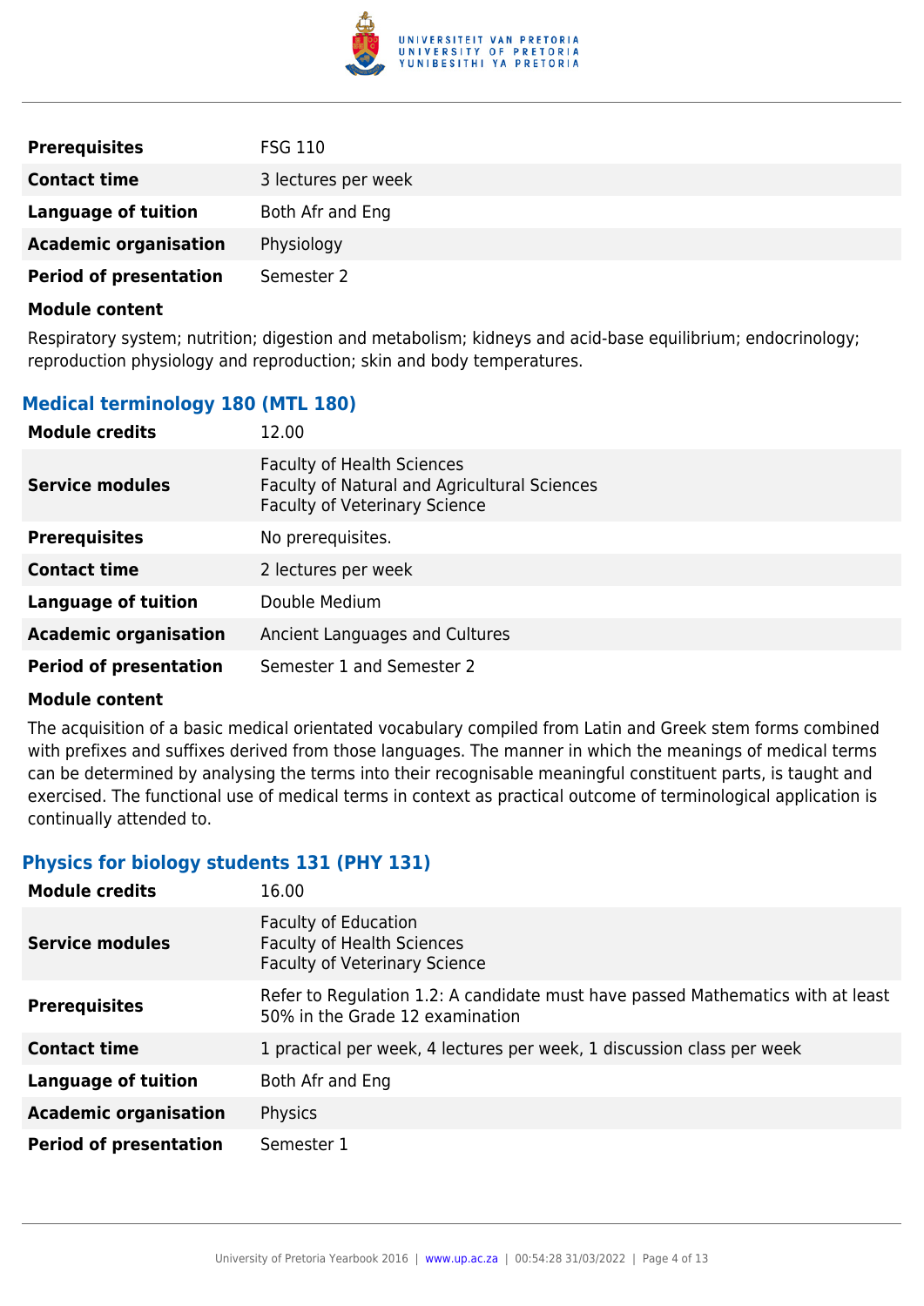| | |
|---|---|
| **Prerequisites** | FSG 110 |
| **Contact time** | 3 lectures per week |
| **Language of tuition** | Both Afr and Eng |
| **Academic organisation** | Physiology |
| **Period of presentation** | Semester 2 |

**Module content**

Respiratory system; nutrition; digestion and metabolism; kidneys and acid-base equilibrium; endocrinology; reproduction physiology and reproduction; skin and body temperatures.

### Medical terminology 180 (MTL 180)

| | |
|---|---|
| **Module credits** | 12.00 |
| **Service modules** | Faculty of Health Sciences<br>Faculty of Natural and Agricultural Sciences<br>Faculty of Veterinary Science |
| **Prerequisites** | No prerequisites. |
| **Contact time** | 2 lectures per week |
| **Language of tuition** | Double Medium |
| **Academic organisation** | Ancient Languages and Cultures |
| **Period of presentation** | Semester 1 and Semester 2 |

**Module content**

The acquisition of a basic medical orientated vocabulary compiled from Latin and Greek stem forms combined with prefixes and suffixes derived from those languages. The manner in which the meanings of medical terms can be determined by analysing the terms into their recognisable meaningful constituent parts, is taught and exercised. The functional use of medical terms in context as practical outcome of terminological application is continually attended to.

### Physics for biology students 131 (PHY 131)

| | |
|---|---|
| **Module credits** | 16.00 |
| **Service modules** | Faculty of Education<br>Faculty of Health Sciences<br>Faculty of Veterinary Science |
| **Prerequisites** | Refer to Regulation 1.2: A candidate must have passed Mathematics with at least 50% in the Grade 12 examination |
| **Contact time** | 1 practical per week, 4 lectures per week, 1 discussion class per week |
| **Language of tuition** | Both Afr and Eng |
| **Academic organisation** | Physics |
| **Period of presentation** | Semester 1 |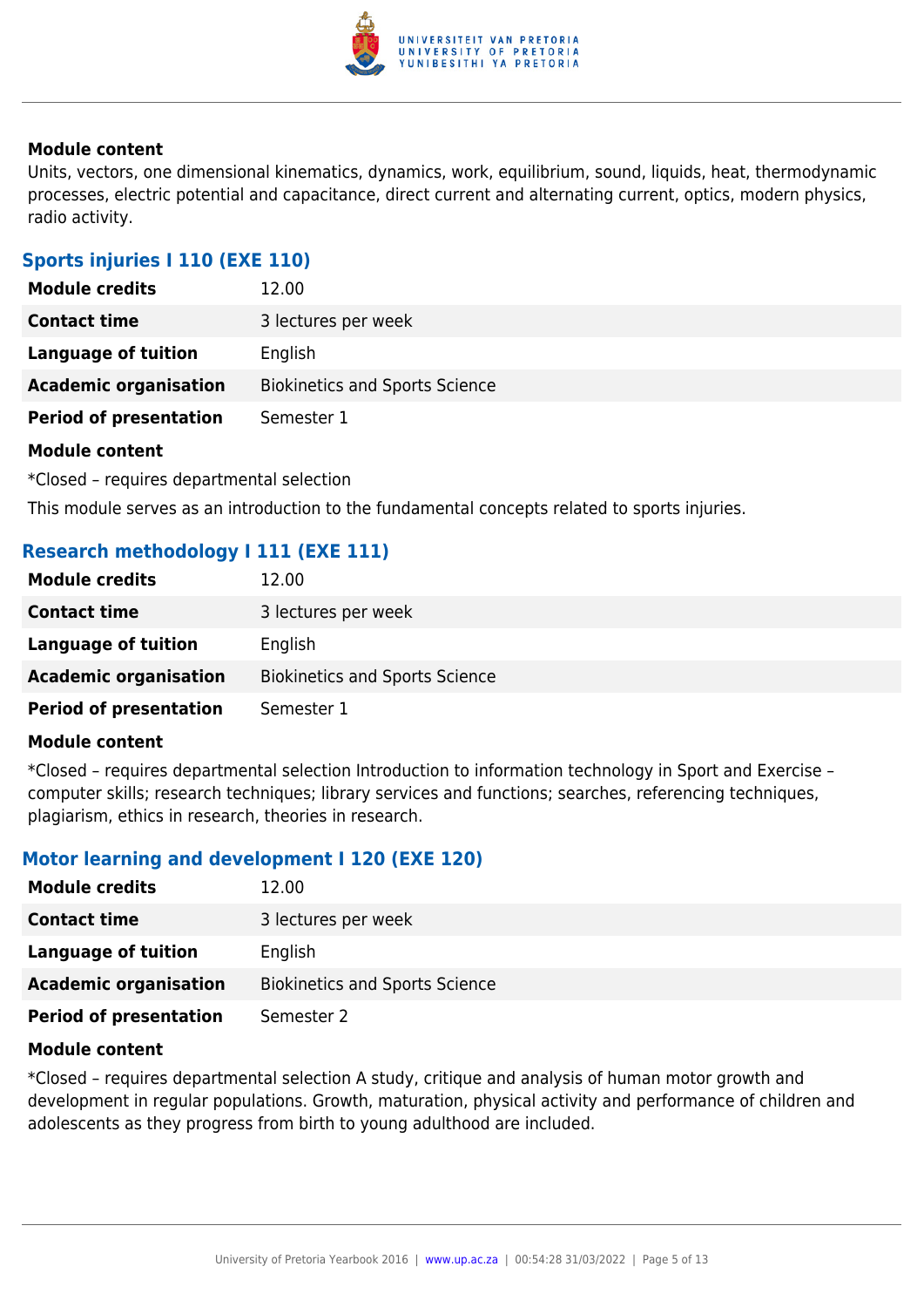**Module content**

Units, vectors, one dimensional kinematics, dynamics, work, equilibrium, sound, liquids, heat, thermodynamic processes, electric potential and capacitance, direct current and alternating current, optics, modern physics, radio activity.

### Sports injuries I 110 (EXE 110)

| **Module credits** | 12.00 |
|---|---|
| **Contact time** | 3 lectures per week |
| **Language of tuition** | English |
| **Academic organisation** | Biokinetics and Sports Science |
| **Period of presentation** | Semester 1 |

**Module content**

*Closed – requires departmental selection

This module serves as an introduction to the fundamental concepts related to sports injuries.

### Research methodology I 111 (EXE 111)

| **Module credits** | 12.00 |
|---|---|
| **Contact time** | 3 lectures per week |
| **Language of tuition** | English |
| **Academic organisation** | Biokinetics and Sports Science |
| **Period of presentation** | Semester 1 |

**Module content**

*Closed – requires departmental selection Introduction to information technology in Sport and Exercise – computer skills; research techniques; library services and functions; searches, referencing techniques, plagiarism, ethics in research, theories in research.

### Motor learning and development I 120 (EXE 120)

| **Module credits** | 12.00 |
|---|---|
| **Contact time** | 3 lectures per week |
| **Language of tuition** | English |
| **Academic organisation** | Biokinetics and Sports Science |
| **Period of presentation** | Semester 2 |

**Module content**

*Closed – requires departmental selection A study, critique and analysis of human motor growth and development in regular populations. Growth, maturation, physical activity and performance of children and adolescents as they progress from birth to young adulthood are included.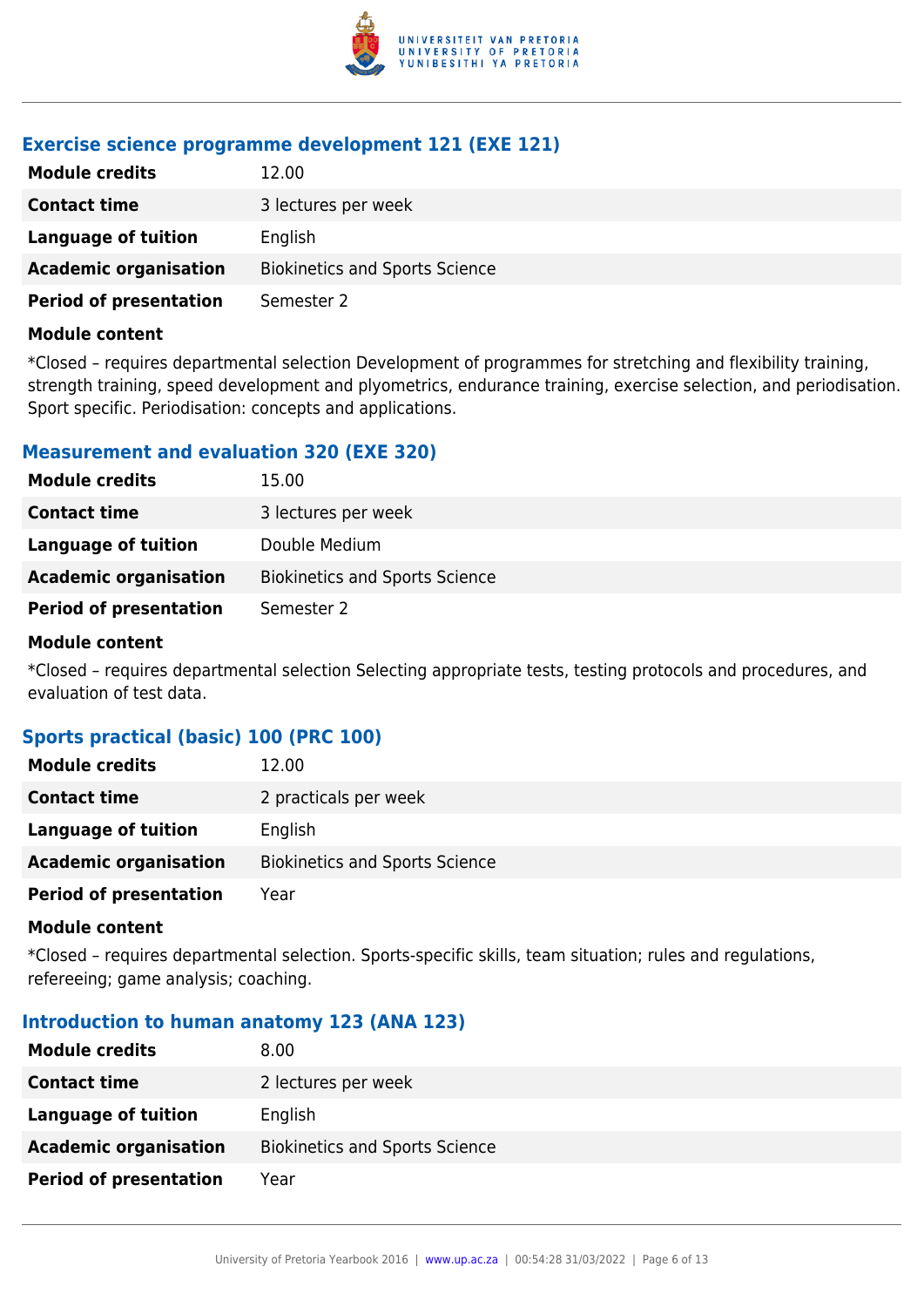### Exercise science programme development 121 (EXE 121)

| | |
|---|---|
| **Module credits** | 12.00 |
| **Contact time** | 3 lectures per week |
| **Language of tuition** | English |
| **Academic organisation** | Biokinetics and Sports Science |
| **Period of presentation** | Semester 2 |

**Module content**

*Closed – requires departmental selection Development of programmes for stretching and flexibility training, strength training, speed development and plyometrics, endurance training, exercise selection, and periodisation. Sport specific. Periodisation: concepts and applications.

### Measurement and evaluation 320 (EXE 320)

| | |
|---|---|
| **Module credits** | 15.00 |
| **Contact time** | 3 lectures per week |
| **Language of tuition** | Double Medium |
| **Academic organisation** | Biokinetics and Sports Science |
| **Period of presentation** | Semester 2 |

**Module content**

*Closed – requires departmental selection Selecting appropriate tests, testing protocols and procedures, and evaluation of test data.

### Sports practical (basic) 100 (PRC 100)

| | |
|---|---|
| **Module credits** | 12.00 |
| **Contact time** | 2 practicals per week |
| **Language of tuition** | English |
| **Academic organisation** | Biokinetics and Sports Science |
| **Period of presentation** | Year |

**Module content**

*Closed – requires departmental selection. Sports-specific skills, team situation; rules and regulations, refereeing; game analysis; coaching.

### Introduction to human anatomy 123 (ANA 123)

| | |
|---|---|
| **Module credits** | 8.00 |
| **Contact time** | 2 lectures per week |
| **Language of tuition** | English |
| **Academic organisation** | Biokinetics and Sports Science |
| **Period of presentation** | Year |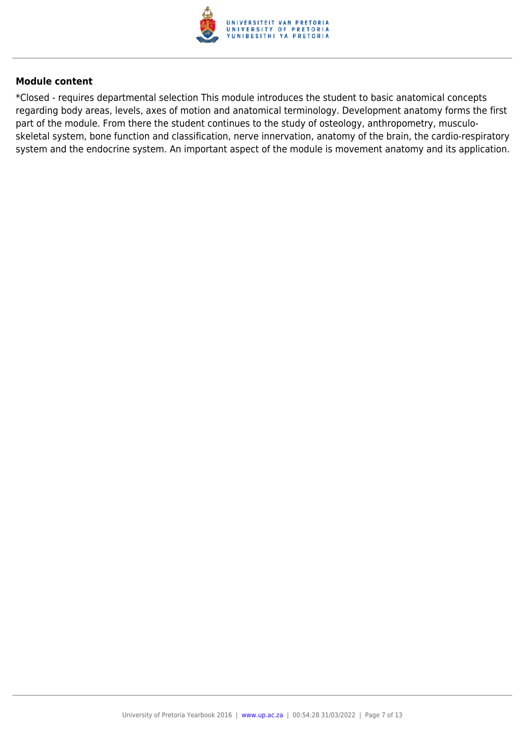**Module content**

*Closed - requires departmental selection This module introduces the student to basic anatomical concepts regarding body areas, levels, axes of motion and anatomical terminology. Development anatomy forms the first part of the module. From there the student continues to the study of osteology, anthropometry, musculo-skeletal system, bone function and classification, nerve innervation, anatomy of the brain, the cardio-respiratory system and the endocrine system. An important aspect of the module is movement anatomy and its application.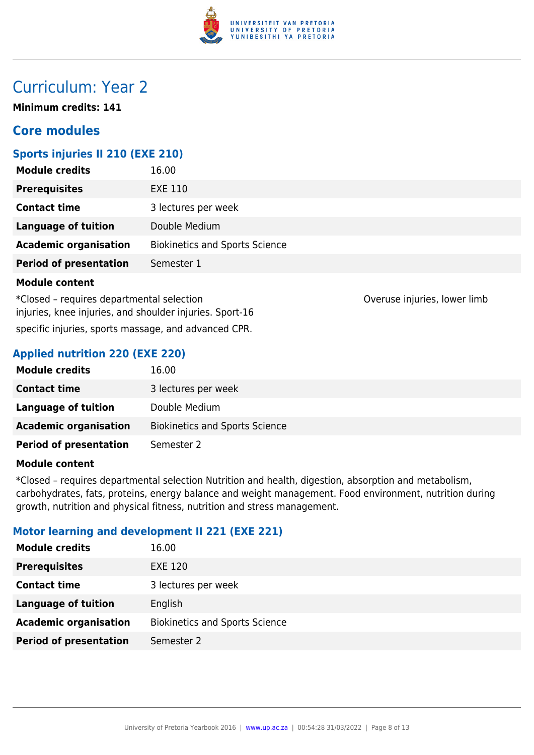# Curriculum: Year 2

**Minimum credits: 141**

## Core modules

### Sports injuries II 210 (EXE 210)

| **Module credits** | 16.00 |
|---|---|
| **Prerequisites** | EXE 110 |
| **Contact time** | 3 lectures per week |
| **Language of tuition** | Double Medium |
| **Academic organisation** | Biokinetics and Sports Science |
| **Period of presentation** | Semester 1 |

**Module content**

*Closed – requires departmental selection Overuse injuries, lower limb injuries, knee injuries, and shoulder injuries. Sport-16 specific injuries, sports massage, and advanced CPR.

### Applied nutrition 220 (EXE 220)

| **Module credits** | 16.00 |
|---|---|
| **Contact time** | 3 lectures per week |
| **Language of tuition** | Double Medium |
| **Academic organisation** | Biokinetics and Sports Science |
| **Period of presentation** | Semester 2 |

**Module content**

*Closed – requires departmental selection Nutrition and health, digestion, absorption and metabolism, carbohydrates, fats, proteins, energy balance and weight management. Food environment, nutrition during growth, nutrition and physical fitness, nutrition and stress management.

### Motor learning and development II 221 (EXE 221)

| **Module credits** | 16.00 |
|---|---|
| **Prerequisites** | EXE 120 |
| **Contact time** | 3 lectures per week |
| **Language of tuition** | English |
| **Academic organisation** | Biokinetics and Sports Science |
| **Period of presentation** | Semester 2 |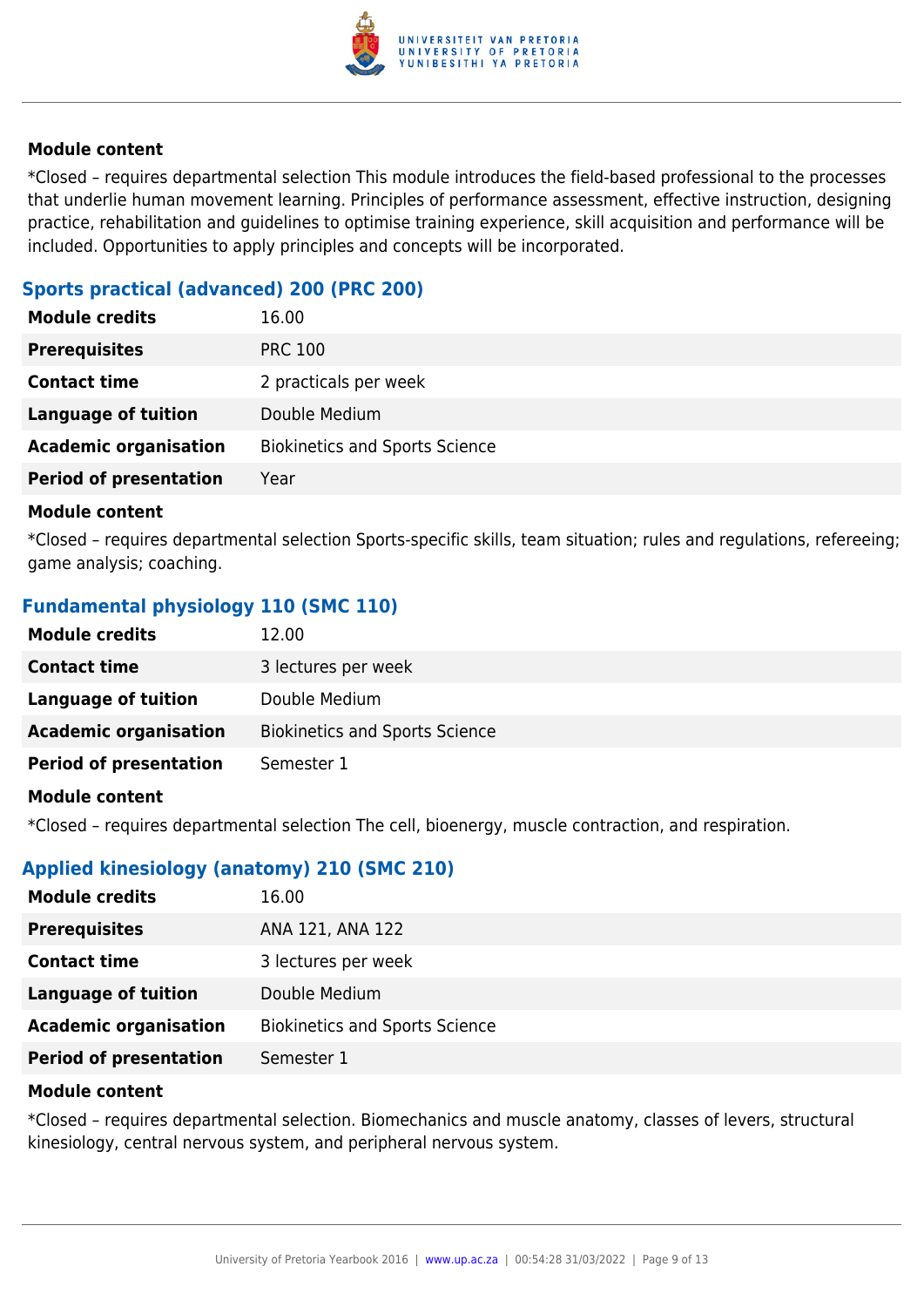#### Module content

*Closed – requires departmental selection This module introduces the field-based professional to the processes that underlie human movement learning. Principles of performance assessment, effective instruction, designing practice, rehabilitation and guidelines to optimise training experience, skill acquisition and performance will be included. Opportunities to apply principles and concepts will be incorporated.

### Sports practical (advanced) 200 (PRC 200)

| | |
|---|---|
| **Module credits** | 16.00 |
| **Prerequisites** | PRC 100 |
| **Contact time** | 2 practicals per week |
| **Language of tuition** | Double Medium |
| **Academic organisation** | Biokinetics and Sports Science |
| **Period of presentation** | Year |

#### Module content

*Closed – requires departmental selection Sports-specific skills, team situation; rules and regulations, refereeing; game analysis; coaching.

### Fundamental physiology 110 (SMC 110)

| | |
|---|---|
| **Module credits** | 12.00 |
| **Contact time** | 3 lectures per week |
| **Language of tuition** | Double Medium |
| **Academic organisation** | Biokinetics and Sports Science |
| **Period of presentation** | Semester 1 |

#### Module content

*Closed – requires departmental selection The cell, bioenergy, muscle contraction, and respiration.

### Applied kinesiology (anatomy) 210 (SMC 210)

| | |
|---|---|
| **Module credits** | 16.00 |
| **Prerequisites** | ANA 121, ANA 122 |
| **Contact time** | 3 lectures per week |
| **Language of tuition** | Double Medium |
| **Academic organisation** | Biokinetics and Sports Science |
| **Period of presentation** | Semester 1 |

#### Module content

*Closed – requires departmental selection. Biomechanics and muscle anatomy, classes of levers, structural kinesiology, central nervous system, and peripheral nervous system.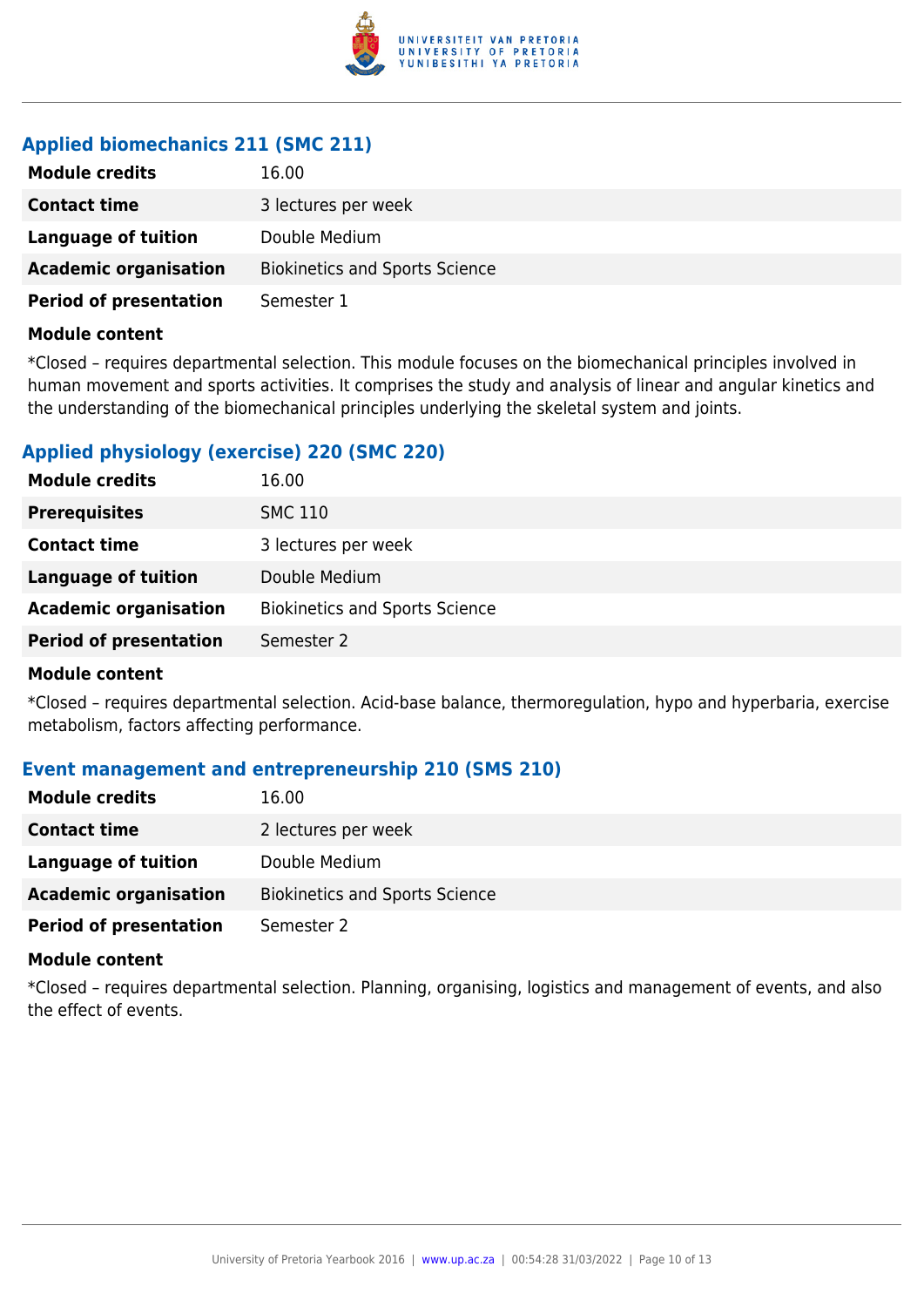### Applied biomechanics 211 (SMC 211)

| | |
|---|---|
| **Module credits** | 16.00 |
| **Contact time** | 3 lectures per week |
| **Language of tuition** | Double Medium |
| **Academic organisation** | Biokinetics and Sports Science |
| **Period of presentation** | Semester 1 |

**Module content**

*Closed – requires departmental selection. This module focuses on the biomechanical principles involved in human movement and sports activities. It comprises the study and analysis of linear and angular kinetics and the understanding of the biomechanical principles underlying the skeletal system and joints.

### Applied physiology (exercise) 220 (SMC 220)

| | |
|---|---|
| **Module credits** | 16.00 |
| **Prerequisites** | SMC 110 |
| **Contact time** | 3 lectures per week |
| **Language of tuition** | Double Medium |
| **Academic organisation** | Biokinetics and Sports Science |
| **Period of presentation** | Semester 2 |

**Module content**

*Closed – requires departmental selection. Acid-base balance, thermoregulation, hypo and hyperbaria, exercise metabolism, factors affecting performance.

### Event management and entrepreneurship 210 (SMS 210)

| | |
|---|---|
| **Module credits** | 16.00 |
| **Contact time** | 2 lectures per week |
| **Language of tuition** | Double Medium |
| **Academic organisation** | Biokinetics and Sports Science |
| **Period of presentation** | Semester 2 |

**Module content**

*Closed – requires departmental selection. Planning, organising, logistics and management of events, and also the effect of events.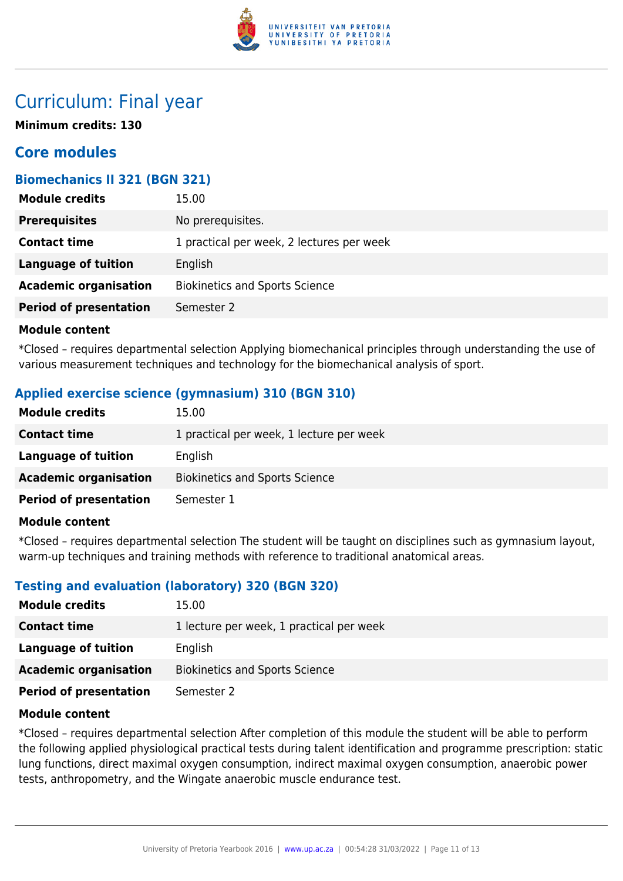# Curriculum: Final year

**Minimum credits: 130**

## Core modules

### Biomechanics II 321 (BGN 321)

| | |
|---|---|
| **Module credits** | 15.00 |
| **Prerequisites** | No prerequisites. |
| **Contact time** | 1 practical per week, 2 lectures per week |
| **Language of tuition** | English |
| **Academic organisation** | Biokinetics and Sports Science |
| **Period of presentation** | Semester 2 |

**Module content**

*Closed – requires departmental selection Applying biomechanical principles through understanding the use of various measurement techniques and technology for the biomechanical analysis of sport.

### Applied exercise science (gymnasium) 310 (BGN 310)

| | |
|---|---|
| **Module credits** | 15.00 |
| **Contact time** | 1 practical per week, 1 lecture per week |
| **Language of tuition** | English |
| **Academic organisation** | Biokinetics and Sports Science |
| **Period of presentation** | Semester 1 |

**Module content**

*Closed – requires departmental selection The student will be taught on disciplines such as gymnasium layout, warm-up techniques and training methods with reference to traditional anatomical areas.

### Testing and evaluation (laboratory) 320 (BGN 320)

| | |
|---|---|
| **Module credits** | 15.00 |
| **Contact time** | 1 lecture per week, 1 practical per week |
| **Language of tuition** | English |
| **Academic organisation** | Biokinetics and Sports Science |
| **Period of presentation** | Semester 2 |

**Module content**

*Closed – requires departmental selection After completion of this module the student will be able to perform the following applied physiological practical tests during talent identification and programme prescription: static lung functions, direct maximal oxygen consumption, indirect maximal oxygen consumption, anaerobic power tests, anthropometry, and the Wingate anaerobic muscle endurance test.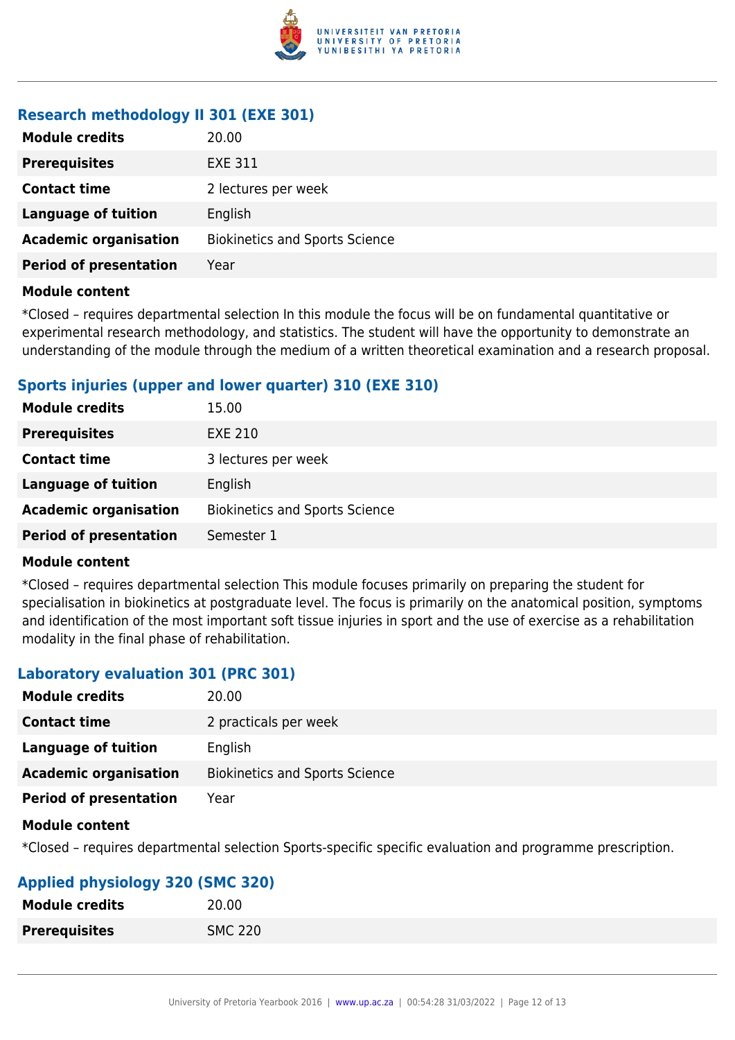### Research methodology II 301 (EXE 301)

| Module credits | 20.00 |
|---|---|
| Prerequisites | EXE 311 |
| Contact time | 2 lectures per week |
| Language of tuition | English |
| Academic organisation | Biokinetics and Sports Science |
| Period of presentation | Year |

**Module content**

*Closed – requires departmental selection In this module the focus will be on fundamental quantitative or experimental research methodology, and statistics. The student will have the opportunity to demonstrate an understanding of the module through the medium of a written theoretical examination and a research proposal.

### Sports injuries (upper and lower quarter) 310 (EXE 310)

| Module credits | 15.00 |
|---|---|
| Prerequisites | EXE 210 |
| Contact time | 3 lectures per week |
| Language of tuition | English |
| Academic organisation | Biokinetics and Sports Science |
| Period of presentation | Semester 1 |

**Module content**

*Closed – requires departmental selection This module focuses primarily on preparing the student for specialisation in biokinetics at postgraduate level. The focus is primarily on the anatomical position, symptoms and identification of the most important soft tissue injuries in sport and the use of exercise as a rehabilitation modality in the final phase of rehabilitation.

### Laboratory evaluation 301 (PRC 301)

| Module credits | 20.00 |
|---|---|
| Contact time | 2 practicals per week |
| Language of tuition | English |
| Academic organisation | Biokinetics and Sports Science |
| Period of presentation | Year |

**Module content**

*Closed – requires departmental selection Sports-specific specific evaluation and programme prescription.

### Applied physiology 320 (SMC 320)

| Module credits | 20.00 |
|---|---|
| Prerequisites | SMC 220 |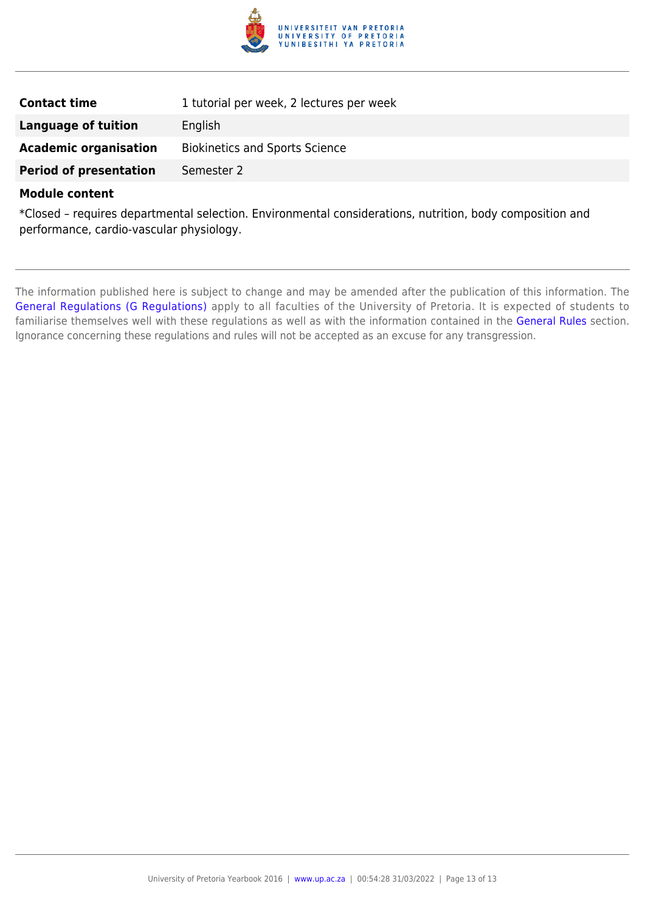| | |
|---|---|
| **Contact time** | 1 tutorial per week, 2 lectures per week |
| **Language of tuition** | English |
| **Academic organisation** | Biokinetics and Sports Science |
| **Period of presentation** | Semester 2 |

**Module content**

*Closed – requires departmental selection. Environmental considerations, nutrition, body composition and performance, cardio-vascular physiology.

The information published here is subject to change and may be amended after the publication of this information. The General Regulations (G Regulations) apply to all faculties of the University of Pretoria. It is expected of students to familiarise themselves well with these regulations as well as with the information contained in the General Rules section. Ignorance concerning these regulations and rules will not be accepted as an excuse for any transgression.